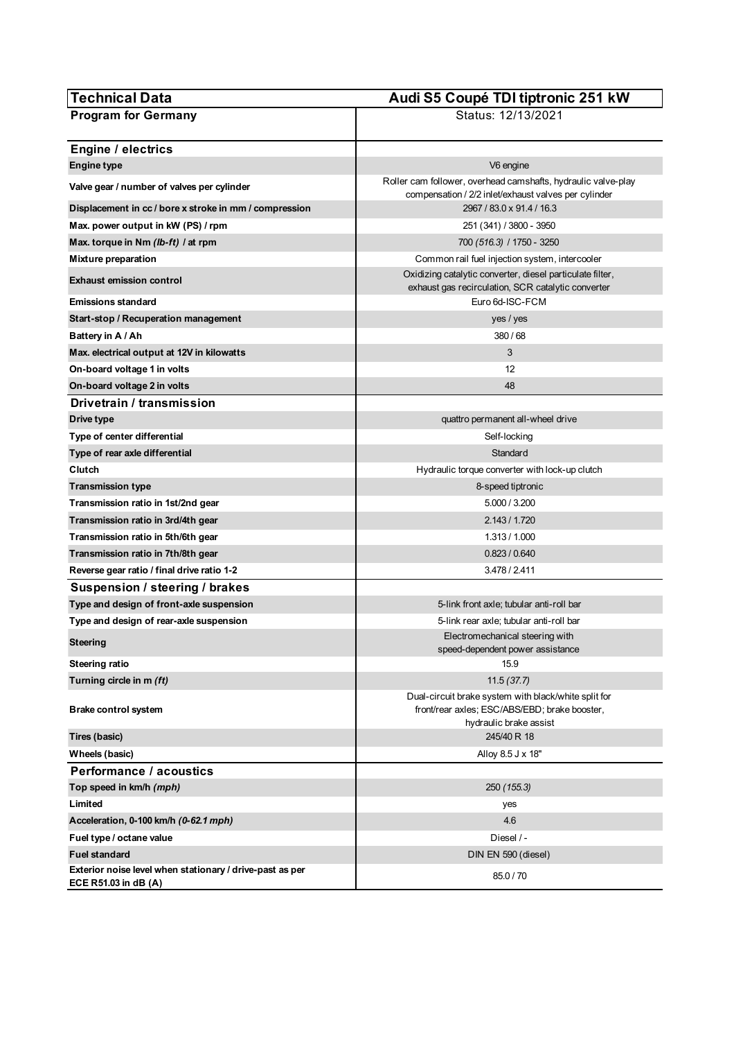| Technical Data | Audi S5 Coupé TDI tiptronic 251 kW |
|---|---|
| **Program for Germany** | Status: 12/13/2021 |
| **Engine / electrics** | |
| **Engine type** | V6 engine |
| **Valve gear / number of valves per cylinder** | Roller cam follower, overhead camshafts, hydraulic valve-play compensation / 2/2 inlet/exhaust valves per cylinder |
| **Displacement in cc / bore x stroke in mm / compression** | 2967 / 83.0 x 91.4 / 16.3 |
| **Max. power output in kW (PS) / rpm** | 251 (341) / 3800 - 3950 |
| **Max. torque in Nm *(lb-ft)* / at rpm** | 700 *(516.3)* / 1750 - 3250 |
| **Mixture preparation** | Common rail fuel injection system, intercooler |
| **Exhaust emission control** | Oxidizing catalytic converter, diesel particulate filter, exhaust gas recirculation, SCR catalytic converter |
| **Emissions standard** | Euro 6d-ISC-FCM |
| **Start-stop / Recuperation management** | yes / yes |
| **Battery in A / Ah** | 380 / 68 |
| **Max. electrical output at 12V in kilowatts** | 3 |
| **On-board voltage 1 in volts** | 12 |
| **On-board voltage 2 in volts** | 48 |
| **Drivetrain / transmission** | |
| **Drive type** | quattro permanent all-wheel drive |
| **Type of center differential** | Self-locking |
| **Type of rear axle differential** | Standard |
| **Clutch** | Hydraulic torque converter with lock-up clutch |
| **Transmission type** | 8-speed tiptronic |
| **Transmission ratio in 1st/2nd gear** | 5.000 / 3.200 |
| **Transmission ratio in 3rd/4th gear** | 2.143 / 1.720 |
| **Transmission ratio in 5th/6th gear** | 1.313 / 1.000 |
| **Transmission ratio in 7th/8th gear** | 0.823 / 0.640 |
| **Reverse gear ratio / final drive ratio 1-2** | 3.478 / 2.411 |
| **Suspension / steering / brakes** | |
| **Type and design of front-axle suspension** | 5-link front axle; tubular anti-roll bar |
| **Type and design of rear-axle suspension** | 5-link rear axle; tubular anti-roll bar |
| **Steering** | Electromechanical steering with speed-dependent power assistance |
| **Steering ratio** | 15.9 |
| **Turning circle in m *(ft)*** | 11.5 *(37.7)* |
| **Brake control system** | Dual-circuit brake system with black/white split for front/rear axles; ESC/ABS/EBD; brake booster, hydraulic brake assist |
| **Tires (basic)** | 245/40 R 18 |
| **Wheels (basic)** | Alloy 8.5 J x 18" |
| **Performance / acoustics** | |
| **Top speed in km/h *(mph)*** | 250 *(155.3)* |
| **Limited** | yes |
| **Acceleration, 0-100 km/h *(0-62.1 mph)*** | 4.6 |
| **Fuel type / octane value** | Diesel / - |
| **Fuel standard** | DIN EN 590 (diesel) |
| **Exterior noise level when stationary / drive-past as per ECE R51.03 in dB (A)** | 85.0 / 70 |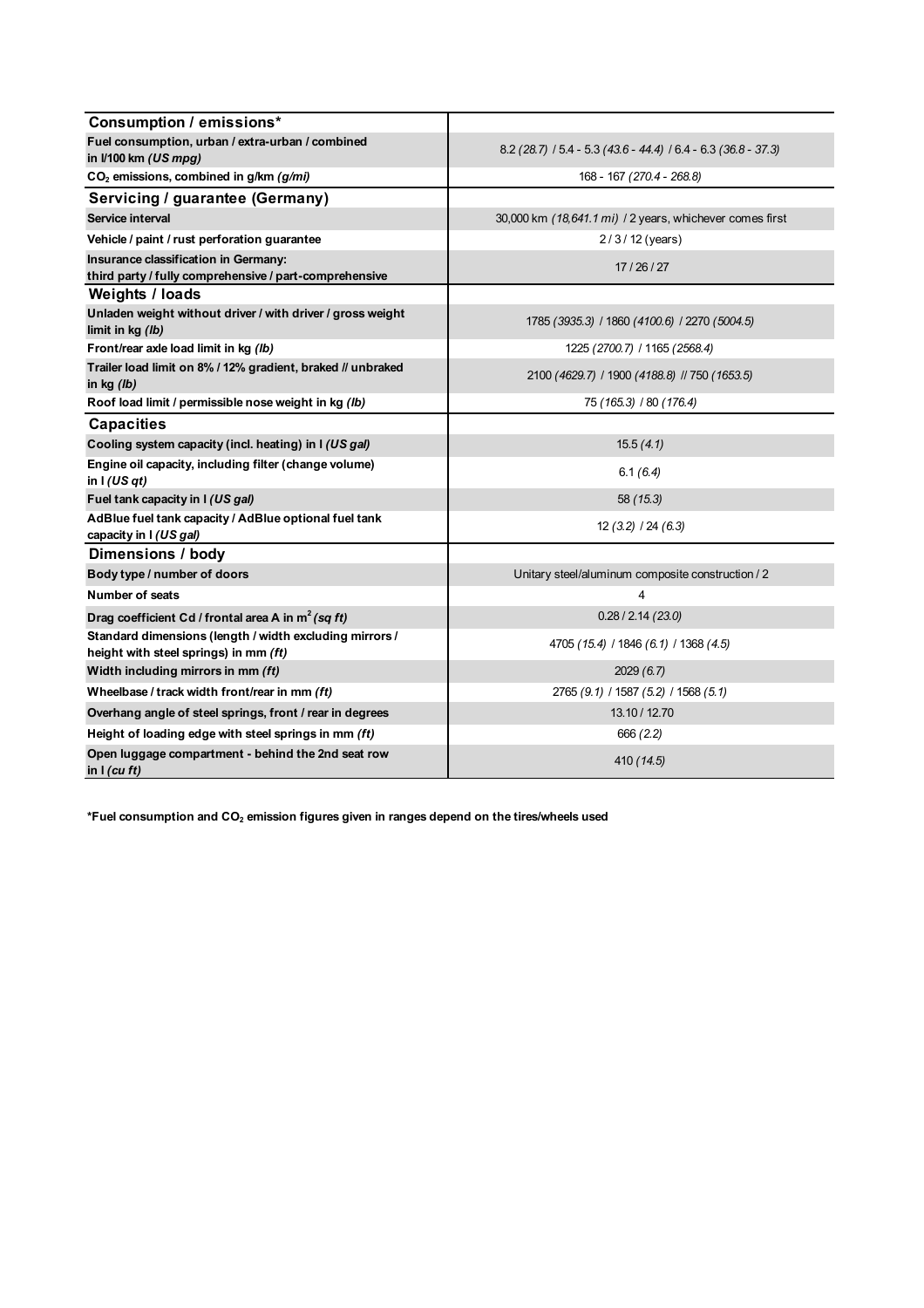| | |
|---|---|
| **Consumption / emissions*** | |
| **Fuel consumption, urban / extra-urban / combined in l/100 km *(US mpg)*** | 8.2 *(28.7)* / 5.4 - 5.3 *(43.6 - 44.4)* / 6.4 - 6.3 *(36.8 - 37.3)* |
| **$CO_2$ emissions, combined in g/km *(g/mi)*** | 168 - 167 *(270.4 - 268.8)* |
| **Servicing / guarantee (Germany)** | |
| **Service interval** | 30,000 km *(18,641.1 mi)* / 2 years, whichever comes first |
| **Vehicle / paint / rust perforation guarantee** | 2 / 3 / 12 (years) |
| **Insurance classification in Germany: third party / fully comprehensive / part-comprehensive** | 17 / 26 / 27 |
| **Weights / loads** | |
| **Unladen weight without driver / with driver / gross weight limit in kg *(lb)*** | 1785 *(3935.3)* / 1860 *(4100.6)* / 2270 *(5004.5)* |
| **Front/rear axle load limit in kg *(lb)*** | 1225 *(2700.7)* / 1165 *(2568.4)* |
| **Trailer load limit on 8% / 12% gradient, braked // unbraked in kg *(lb)*** | 2100 *(4629.7)* / 1900 *(4188.8)* // 750 *(1653.5)* |
| **Roof load limit / permissible nose weight in kg *(lb)*** | 75 *(165.3)* / 80 *(176.4)* |
| **Capacities** | |
| **Cooling system capacity (incl. heating) in l *(US gal)*** | 15.5 *(4.1)* |
| **Engine oil capacity, including filter (change volume) in l *(US qt)*** | 6.1 *(6.4)* |
| **Fuel tank capacity in l *(US gal)*** | 58 *(15.3)* |
| **AdBlue fuel tank capacity / AdBlue optional fuel tank capacity in l *(US gal)*** | 12 *(3.2)* / 24 *(6.3)* |
| **Dimensions / body** | |
| **Body type / number of doors** | Unitary steel/aluminum composite construction / 2 |
| **Number of seats** | 4 |
| **Drag coefficient Cd / frontal area A in $m^2$ *(sq ft)*** | 0.28 / 2.14 *(23.0)* |
| **Standard dimensions (length / width excluding mirrors / height with steel springs) in mm *(ft)*** | 4705 *(15.4)* / 1846 *(6.1)* / 1368 *(4.5)* |
| **Width including mirrors in mm *(ft)*** | 2029 *(6.7)* |
| **Wheelbase / track width front/rear in mm *(ft)*** | 2765 *(9.1)* / 1587 *(5.2)* / 1568 *(5.1)* |
| **Overhang angle of steel springs, front / rear in degrees** | 13.10 / 12.70 |
| **Height of loading edge with steel springs in mm *(ft)*** | 666 *(2.2)* |
| **Open luggage compartment - behind the 2nd seat row in l *(cu ft)*** | 410 *(14.5)* |

**\*Fuel consumption and $CO_2$ emission figures given in ranges depend on the tires/wheels used**